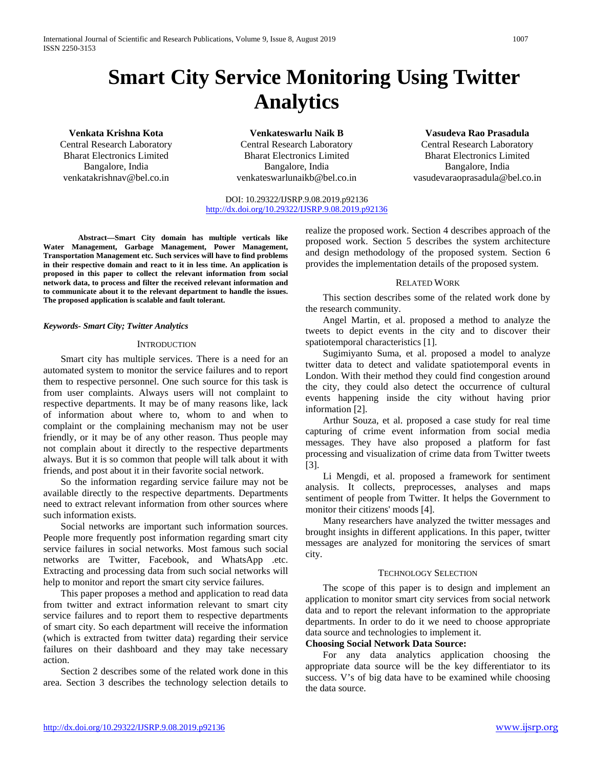# Smart City Service Monitoring Using Twitter Analytics

**Venkata Krishna Kota**
Central Research Laboratory
Bharat Electronics Limited
Bangalore, India
venkatakrishnav@bel.co.in

**Venkateswarlu Naik B**
Central Research Laboratory
Bharat Electronics Limited
Bangalore, India
venkateswarlunaikb@bel.co.in

**Vasudeva Rao Prasadula**
Central Research Laboratory
Bharat Electronics Limited
Bangalore, India
vasudevaraoprasadula@bel.co.in

DOI: 10.29322/IJSRP.9.08.2019.p92136
http://dx.doi.org/10.29322/IJSRP.9.08.2019.p92136

**Abstract—Smart City domain has multiple verticals like Water Management, Garbage Management, Power Management, Transportation Management etc. Such services will have to find problems in their respective domain and react to it in less time. An application is proposed in this paper to collect the relevant information from social network data, to process and filter the received relevant information and to communicate about it to the relevant department to handle the issues. The proposed application is scalable and fault tolerant.**

*Keywords- Smart City; Twitter Analytics*

## Introduction

Smart city has multiple services. There is a need for an automated system to monitor the service failures and to report them to respective personnel. One such source for this task is from user complaints. Always users will not complaint to respective departments. It may be of many reasons like, lack of information about where to, whom to and when to complaint or the complaining mechanism may not be user friendly, or it may be of any other reason. Thus people may not complain about it directly to the respective departments always. But it is so common that people will talk about it with friends, and post about it in their favorite social network.

So the information regarding service failure may not be available directly to the respective departments. Departments need to extract relevant information from other sources where such information exists.

Social networks are important such information sources. People more frequently post information regarding smart city service failures in social networks. Most famous such social networks are Twitter, Facebook, and WhatsApp .etc. Extracting and processing data from such social networks will help to monitor and report the smart city service failures.

This paper proposes a method and application to read data from twitter and extract information relevant to smart city service failures and to report them to respective departments of smart city. So each department will receive the information (which is extracted from twitter data) regarding their service failures on their dashboard and they may take necessary action.

Section 2 describes some of the related work done in this area. Section 3 describes the technology selection details to realize the proposed work. Section 4 describes approach of the proposed work. Section 5 describes the system architecture and design methodology of the proposed system. Section 6 provides the implementation details of the proposed system.

## Related Work

This section describes some of the related work done by the research community.

Angel Martin, et al. proposed a method to analyze the tweets to depict events in the city and to discover their spatiotemporal characteristics [1].

Sugimiyanto Suma, et al. proposed a model to analyze twitter data to detect and validate spatiotemporal events in London. With their method they could find congestion around the city, they could also detect the occurrence of cultural events happening inside the city without having prior information [2].

Arthur Souza, et al. proposed a case study for real time capturing of crime event information from social media messages. They have also proposed a platform for fast processing and visualization of crime data from Twitter tweets [3].

Li Mengdi, et al. proposed a framework for sentiment analysis. It collects, preprocesses, analyses and maps sentiment of people from Twitter. It helps the Government to monitor their citizens' moods [4].

Many researchers have analyzed the twitter messages and brought insights in different applications. In this paper, twitter messages are analyzed for monitoring the services of smart city.

## Technology Selection

The scope of this paper is to design and implement an application to monitor smart city services from social network data and to report the relevant information to the appropriate departments. In order to do it we need to choose appropriate data source and technologies to implement it.

**Choosing Social Network Data Source:**

For any data analytics application choosing the appropriate data source will be the key differentiator to its success. V's of big data have to be examined while choosing the data source.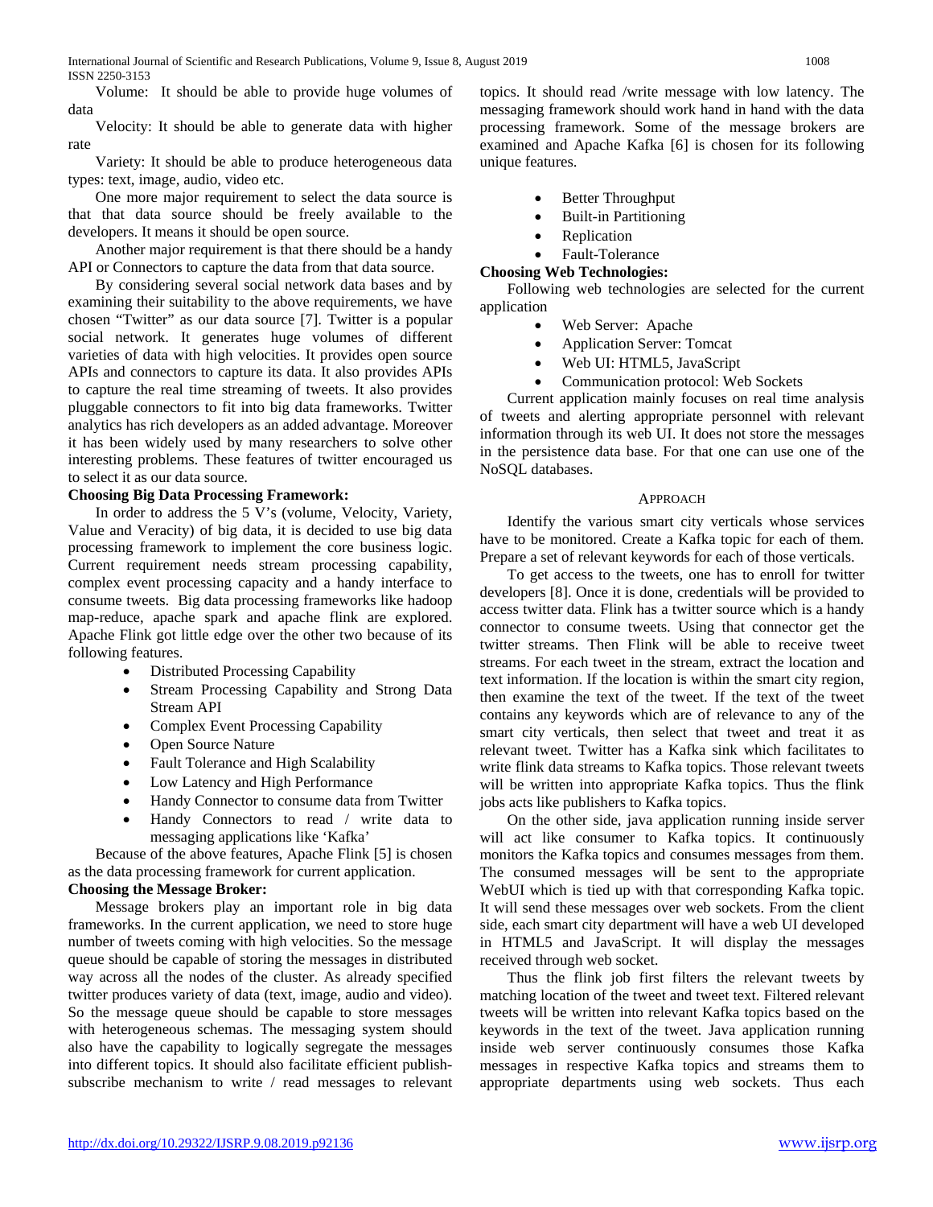Volume: It should be able to provide huge volumes of data

Velocity: It should be able to generate data with higher rate

Variety: It should be able to produce heterogeneous data types: text, image, audio, video etc.

One more major requirement to select the data source is that that data source should be freely available to the developers. It means it should be open source.

Another major requirement is that there should be a handy API or Connectors to capture the data from that data source.

By considering several social network data bases and by examining their suitability to the above requirements, we have chosen "Twitter" as our data source [7]. Twitter is a popular social network. It generates huge volumes of different varieties of data with high velocities. It provides open source APIs and connectors to capture its data. It also provides APIs to capture the real time streaming of tweets. It also provides pluggable connectors to fit into big data frameworks. Twitter analytics has rich developers as an added advantage. Moreover it has been widely used by many researchers to solve other interesting problems. These features of twitter encouraged us to select it as our data source.

**Choosing Big Data Processing Framework:**

In order to address the 5 V's (volume, Velocity, Variety, Value and Veracity) of big data, it is decided to use big data processing framework to implement the core business logic. Current requirement needs stream processing capability, complex event processing capacity and a handy interface to consume tweets. Big data processing frameworks like hadoop map-reduce, apache spark and apache flink are explored. Apache Flink got little edge over the other two because of its following features.

- Distributed Processing Capability
- Stream Processing Capability and Strong Data Stream API
- Complex Event Processing Capability
- Open Source Nature
- Fault Tolerance and High Scalability
- Low Latency and High Performance
- Handy Connector to consume data from Twitter
- Handy Connectors to read / write data to messaging applications like 'Kafka'

Because of the above features, Apache Flink [5] is chosen as the data processing framework for current application.

**Choosing the Message Broker:**

Message brokers play an important role in big data frameworks. In the current application, we need to store huge number of tweets coming with high velocities. So the message queue should be capable of storing the messages in distributed way across all the nodes of the cluster. As already specified twitter produces variety of data (text, image, audio and video). So the message queue should be capable to store messages with heterogeneous schemas. The messaging system should also have the capability to logically segregate the messages into different topics. It should also facilitate efficient publish-subscribe mechanism to write / read messages to relevant topics. It should read /write message with low latency. The messaging framework should work hand in hand with the data processing framework. Some of the message brokers are examined and Apache Kafka [6] is chosen for its following unique features.

- Better Throughput
- Built-in Partitioning
- Replication
- Fault-Tolerance

**Choosing Web Technologies:**

Following web technologies are selected for the current application

- Web Server: Apache
- Application Server: Tomcat
- Web UI: HTML5, JavaScript
- Communication protocol: Web Sockets

Current application mainly focuses on real time analysis of tweets and alerting appropriate personnel with relevant information through its web UI. It does not store the messages in the persistence data base. For that one can use one of the NoSQL databases.

## Approach

Identify the various smart city verticals whose services have to be monitored. Create a Kafka topic for each of them. Prepare a set of relevant keywords for each of those verticals.

To get access to the tweets, one has to enroll for twitter developers [8]. Once it is done, credentials will be provided to access twitter data. Flink has a twitter source which is a handy connector to consume tweets. Using that connector get the twitter streams. Then Flink will be able to receive tweet streams. For each tweet in the stream, extract the location and text information. If the location is within the smart city region, then examine the text of the tweet. If the text of the tweet contains any keywords which are of relevance to any of the smart city verticals, then select that tweet and treat it as relevant tweet. Twitter has a Kafka sink which facilitates to write flink data streams to Kafka topics. Those relevant tweets will be written into appropriate Kafka topics. Thus the flink jobs acts like publishers to Kafka topics.

On the other side, java application running inside server will act like consumer to Kafka topics. It continuously monitors the Kafka topics and consumes messages from them. The consumed messages will be sent to the appropriate WebUI which is tied up with that corresponding Kafka topic. It will send these messages over web sockets. From the client side, each smart city department will have a web UI developed in HTML5 and JavaScript. It will display the messages received through web socket.

Thus the flink job first filters the relevant tweets by matching location of the tweet and tweet text. Filtered relevant tweets will be written into relevant Kafka topics based on the keywords in the text of the tweet. Java application running inside web server continuously consumes those Kafka messages in respective Kafka topics and streams them to appropriate departments using web sockets. Thus each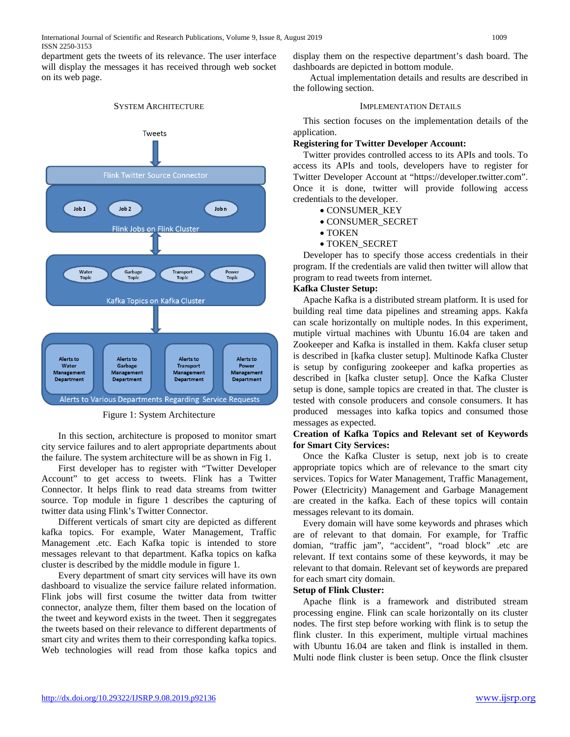department gets the tweets of its relevance. The user interface will display the messages it has received through web socket on its web page.

## SYSTEM ARCHITECTURE

Figure 1: System Architecture

In this section, architecture is proposed to monitor smart city service failures and to alert appropriate departments about the failure. The system architecture will be as shown in Fig 1.

First developer has to register with "Twitter Developer Account" to get access to tweets. Flink has a Twitter Connector. It helps flink to read data streams from twitter source. Top module in figure 1 describes the capturing of twitter data using Flink's Twitter Connector.

Different verticals of smart city are depicted as different kafka topics. For example, Water Management, Traffic Management .etc. Each Kafka topic is intended to store messages relevant to that department. Kafka topics on kafka cluster is described by the middle module in figure 1.

Every department of smart city services will have its own dashboard to visualize the service failure related information. Flink jobs will first cosume the twitter data from twitter connector, analyze them, filter them based on the location of the tweet and keyword exists in the tweet. Then it seggregates the tweets based on their relevance to different departments of smart city and writes them to their corresponding kafka topics. Web technologies will read from those kafka topics and display them on the respective department's dash board. The dashboards are depicted in bottom module.

Actual implementation details and results are described in the following section.

## IMPLEMENTATION DETAILS

This section focuses on the implementation details of the application.

**Registering for Twitter Developer Account:**

Twitter provides controlled access to its APIs and tools. To access its APIs and tools, developers have to register for Twitter Developer Account at "https://developer.twitter.com". Once it is done, twitter will provide following access credentials to the developer.

- CONSUMER_KEY
- CONSUMER_SECRET
- TOKEN
- TOKEN_SECRET

Developer has to specify those access credentials in their program. If the credentials are valid then twitter will allow that program to read tweets from internet.

**Kafka Cluster Setup:**

Apache Kafka is a distributed stream platform. It is used for building real time data pipelines and streaming apps. Kakfa can scale horizontally on multiple nodes. In this experiment, mutiple virtual machines with Ubuntu 16.04 are taken and Zookeeper and Kafka is installed in them. Kakfa cluser setup is described in [kafka cluster setup]. Multinode Kafka Cluster is setup by configuring zookeeper and kafka properties as described in [kafka cluster setup]. Once the Kafka Cluster setup is done, sample topics are created in that. The cluster is tested with console producers and console consumers. It has produced messages into kafka topics and consumed those messages as expected.

**Creation of Kafka Topics and Relevant set of Keywords for Smart City Services:**

Once the Kafka Cluster is setup, next job is to create appropriate topics which are of relevance to the smart city services. Topics for Water Management, Traffic Management, Power (Electricity) Management and Garbage Management are created in the kafka. Each of these topics will contain messages relevant to its domain.

Every domain will have some keywords and phrases which are of relevant to that domain. For example, for Traffic domian, "traffic jam", "accident", "road block" .etc are relevant. If text contains some of these keywords, it may be relevant to that domain. Relevant set of keywords are prepared for each smart city domain.

**Setup of Flink Cluster:**

Apache flink is a framework and distributed stream processing engine. Flink can scale horizontally on its cluster nodes. The first step before working with flink is to setup the flink cluster. In this experiment, multiple virtual machines with Ubuntu 16.04 are taken and flink is installed in them. Multi node flink cluster is been setup. Once the flink clsuster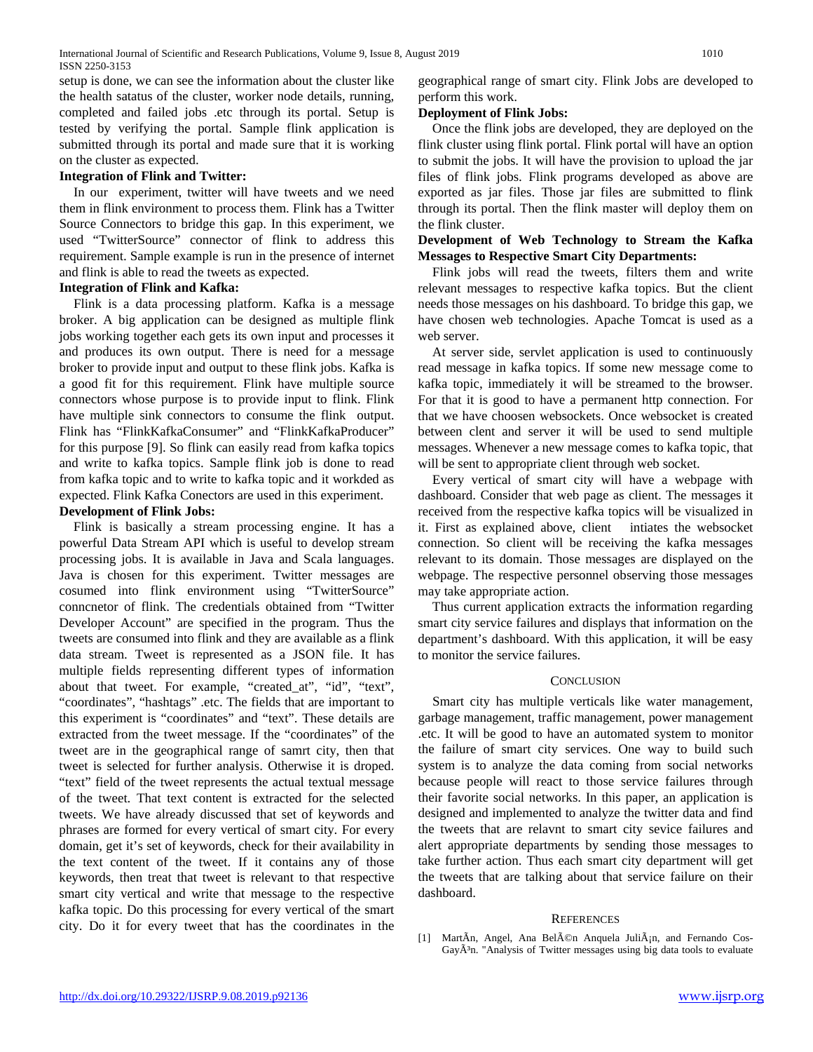setup is done, we can see the information about the cluster like the health satatus of the cluster, worker node details, running, completed and failed jobs .etc through its portal. Setup is tested by verifying the portal. Sample flink application is submitted through its portal and made sure that it is working on the cluster as expected.

**Integration of Flink and Twitter:**

In our experiment, twitter will have tweets and we need them in flink environment to process them. Flink has a Twitter Source Connectors to bridge this gap. In this experiment, we used "TwitterSource" connector of flink to address this requirement. Sample example is run in the presence of internet and flink is able to read the tweets as expected.

**Integration of Flink and Kafka:**

Flink is a data processing platform. Kafka is a message broker. A big application can be designed as multiple flink jobs working together each gets its own input and processes it and produces its own output. There is need for a message broker to provide input and output to these flink jobs. Kafka is a good fit for this requirement. Flink have multiple source connectors whose purpose is to provide input to flink. Flink have multiple sink connectors to consume the flink output. Flink has "FlinkKafkaConsumer" and "FlinkKafkaProducer" for this purpose [9]. So flink can easily read from kafka topics and write to kafka topics. Sample flink job is done to read from kafka topic and to write to kafka topic and it workded as expected. Flink Kafka Conectors are used in this experiment.

**Development of Flink Jobs:**

Flink is basically a stream processing engine. It has a powerful Data Stream API which is useful to develop stream processing jobs. It is available in Java and Scala languages. Java is chosen for this experiment. Twitter messages are cosumed into flink environment using "TwitterSource" conncnetor of flink. The credentials obtained from "Twitter Developer Account" are specified in the program. Thus the tweets are consumed into flink and they are available as a flink data stream. Tweet is represented as a JSON file. It has multiple fields representing different types of information about that tweet. For example, "created_at", "id", "text", "coordinates", "hashtags" .etc. The fields that are important to this experiment is "coordinates" and "text". These details are extracted from the tweet message. If the "coordinates" of the tweet are in the geographical range of samrt city, then that tweet is selected for further analysis. Otherwise it is droped. "text" field of the tweet represents the actual textual message of the tweet. That text content is extracted for the selected tweets. We have already discussed that set of keywords and phrases are formed for every vertical of smart city. For every domain, get it's set of keywords, check for their availability in the text content of the tweet. If it contains any of those keywords, then treat that tweet is relevant to that respective smart city vertical and write that message to the respective kafka topic. Do this processing for every vertical of the smart city. Do it for every tweet that has the coordinates in the geographical range of smart city. Flink Jobs are developed to perform this work.

**Deployment of Flink Jobs:**

Once the flink jobs are developed, they are deployed on the flink cluster using flink portal. Flink portal will have an option to submit the jobs. It will have the provision to upload the jar files of flink jobs. Flink programs developed as above are exported as jar files. Those jar files are submitted to flink through its portal. Then the flink master will deploy them on the flink cluster.

**Development of Web Technology to Stream the Kafka Messages to Respective Smart City Departments:**

Flink jobs will read the tweets, filters them and write relevant messages to respective kafka topics. But the client needs those messages on his dashboard. To bridge this gap, we have chosen web technologies. Apache Tomcat is used as a web server.

At server side, servlet application is used to continuously read message in kafka topics. If some new message come to kafka topic, immediately it will be streamed to the browser. For that it is good to have a permanent http connection. For that we have choosen websockets. Once websocket is created between clent and server it will be used to send multiple messages. Whenever a new message comes to kafka topic, that will be sent to appropriate client through web socket.

Every vertical of smart city will have a webpage with dashboard. Consider that web page as client. The messages it received from the respective kafka topics will be visualized in it. First as explained above, client intiates the websocket connection. So client will be receiving the kafka messages relevant to its domain. Those messages are displayed on the webpage. The respective personnel observing those messages may take appropriate action.

Thus current application extracts the information regarding smart city service failures and displays that information on the department's dashboard. With this application, it will be easy to monitor the service failures.

## Conclusion

Smart city has multiple verticals like water management, garbage management, traffic management, power management .etc. It will be good to have an automated system to monitor the failure of smart city services. One way to build such system is to analyze the data coming from social networks because people will react to those service failures through their favorite social networks. In this paper, an application is designed and implemented to analyze the twitter data and find the tweets that are relavnt to smart city sevice failures and alert appropriate departments by sending those messages to take further action. Thus each smart city department will get the tweets that are talking about that service failure on their dashboard.

## References

[1] MartÃn, Angel, Ana BelÃ©n Anquela JuliÃ¡n, and Fernando Cos-GayÃ³n. "Analysis of Twitter messages using big data tools to evaluate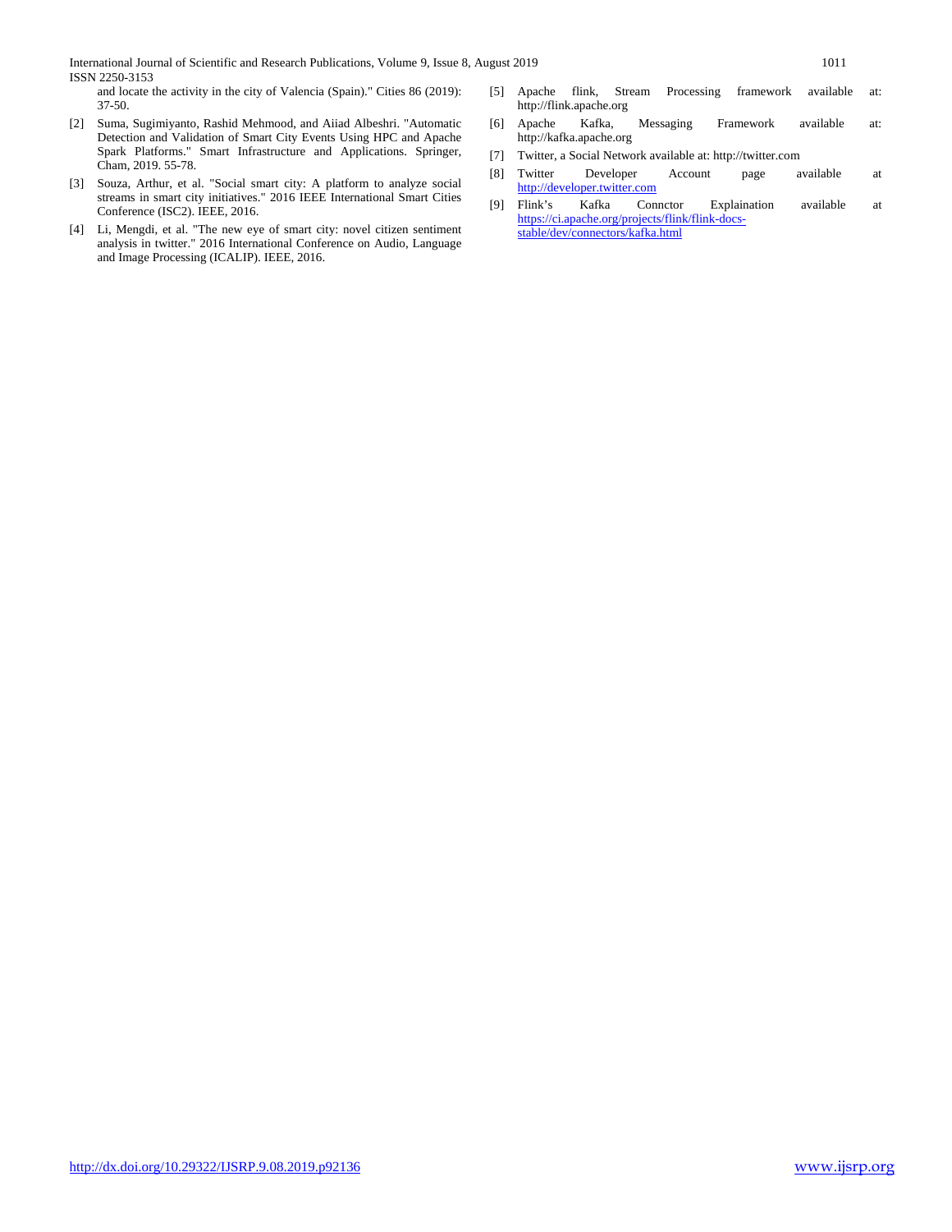and locate the activity in the city of Valencia (Spain)." Cities 86 (2019): 37-50.

[2] Suma, Sugimiyanto, Rashid Mehmood, and Aiiad Albeshri. "Automatic Detection and Validation of Smart City Events Using HPC and Apache Spark Platforms." Smart Infrastructure and Applications. Springer, Cham, 2019. 55-78.

[3] Souza, Arthur, et al. "Social smart city: A platform to analyze social streams in smart city initiatives." 2016 IEEE International Smart Cities Conference (ISC2). IEEE, 2016.

[4] Li, Mengdi, et al. "The new eye of smart city: novel citizen sentiment analysis in twitter." 2016 International Conference on Audio, Language and Image Processing (ICALIP). IEEE, 2016.

[5] Apache flink, Stream Processing framework available at: http://flink.apache.org

[6] Apache Kafka, Messaging Framework available at: http://kafka.apache.org

[7] Twitter, a Social Network available at: http://twitter.com

[8] Twitter Developer Account page available at http://developer.twitter.com

[9] Flink's Kafka Connctor Explaination available at https://ci.apache.org/projects/flink/flink-docs-stable/dev/connectors/kafka.html